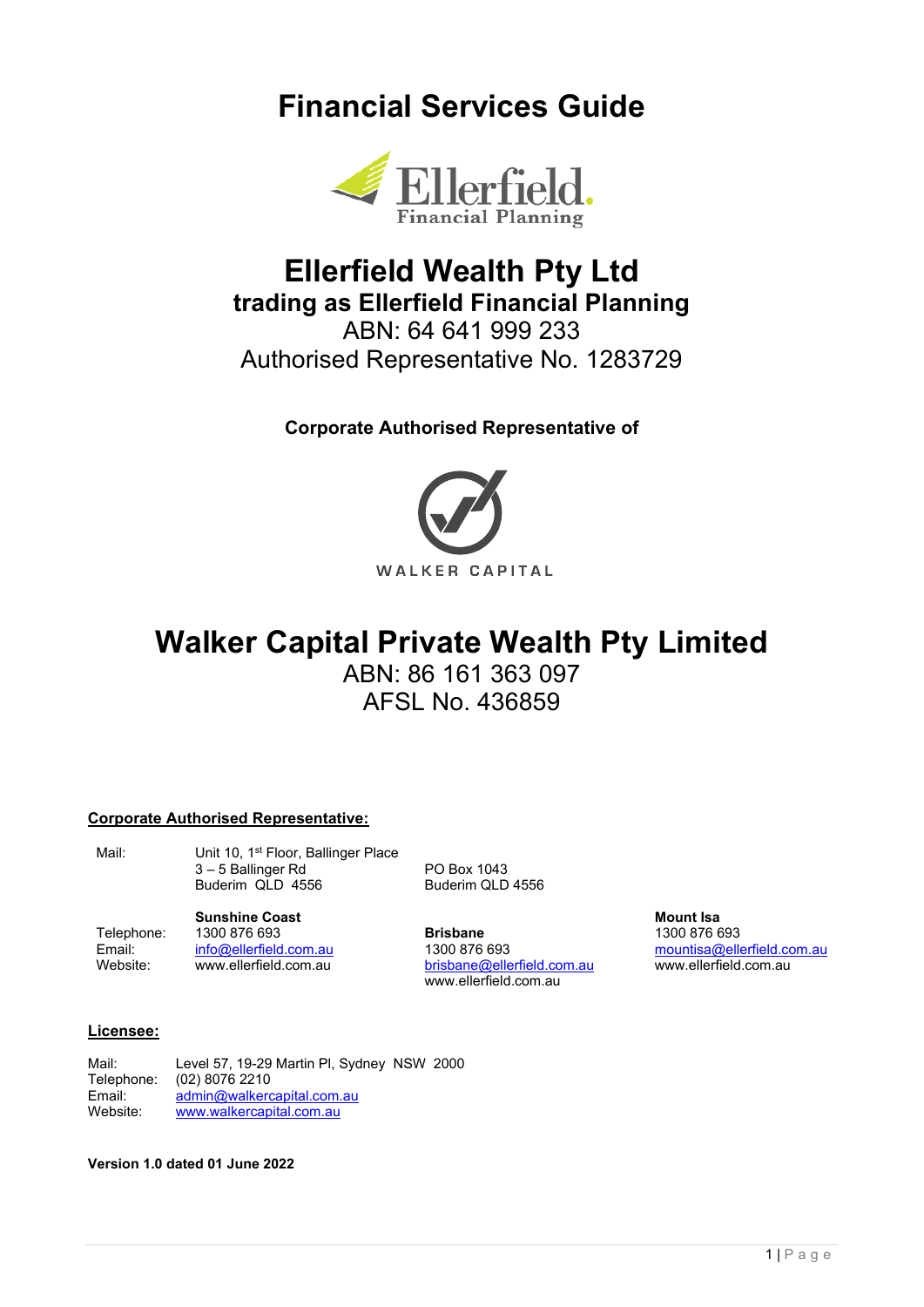# Financial Services Guide

Ellerfield Financial Planning

## Ellerfield Wealth Pty Ltd

### trading as Ellerfield Financial Planning

ABN: 64 641 999 233

Authorised Representative No. 1283729

**Corporate Authorised Representative of**

WALKER CAPITAL

## Walker Capital Private Wealth Pty Limited

ABN: 86 161 363 097

AFSL No. 436859

**Corporate Authorised Representative:**

Mail: Unit 10, 1st Floor, Ballinger Place
3 – 5 Ballinger Rd
Buderim QLD 4556

PO Box 1043
Buderim QLD 4556

| | Sunshine Coast | Brisbane | Mount Isa |
|---|---|---|---|
| Telephone: | 1300 876 693 | 1300 876 693 | 1300 876 693 |
| Email: | info@ellerfield.com.au | brisbane@ellerfield.com.au | mountisa@ellerfield.com.au |
| Website: | www.ellerfield.com.au | www.ellerfield.com.au | www.ellerfield.com.au |

**Licensee:**

Mail: Level 57, 19-29 Martin Pl, Sydney NSW 2000
Telephone: (02) 8076 2210
Email: admin@walkercapital.com.au
Website: www.walkercapital.com.au

**Version 1.0 dated 01 June 2022**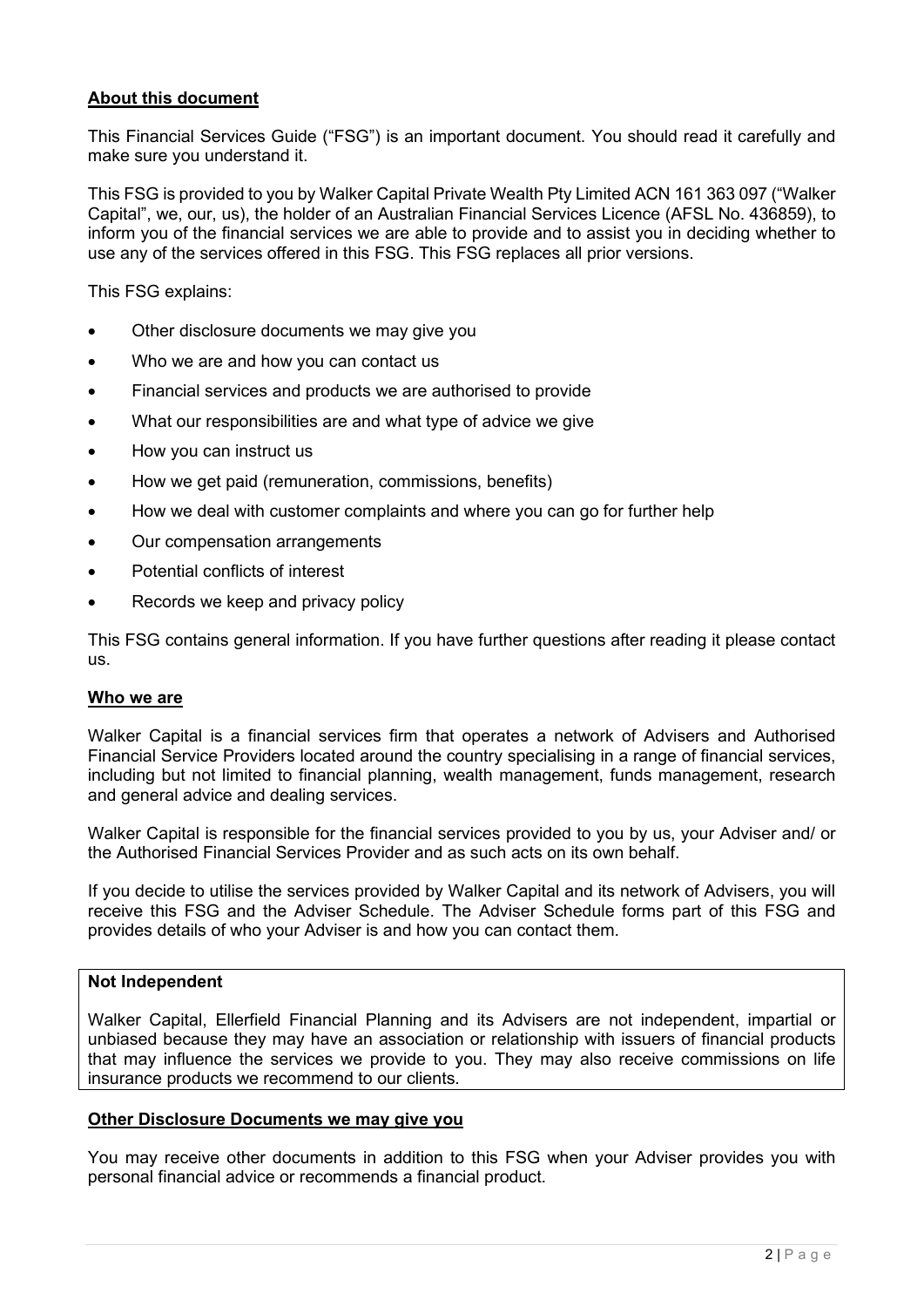## About this document

This Financial Services Guide ("FSG") is an important document. You should read it carefully and make sure you understand it.

This FSG is provided to you by Walker Capital Private Wealth Pty Limited ACN 161 363 097 ("Walker Capital", we, our, us), the holder of an Australian Financial Services Licence (AFSL No. 436859), to inform you of the financial services we are able to provide and to assist you in deciding whether to use any of the services offered in this FSG. This FSG replaces all prior versions.

This FSG explains:

- Other disclosure documents we may give you
- Who we are and how you can contact us
- Financial services and products we are authorised to provide
- What our responsibilities are and what type of advice we give
- How you can instruct us
- How we get paid (remuneration, commissions, benefits)
- How we deal with customer complaints and where you can go for further help
- Our compensation arrangements
- Potential conflicts of interest
- Records we keep and privacy policy

This FSG contains general information. If you have further questions after reading it please contact us.

## Who we are

Walker Capital is a financial services firm that operates a network of Advisers and Authorised Financial Service Providers located around the country specialising in a range of financial services, including but not limited to financial planning, wealth management, funds management, research and general advice and dealing services.

Walker Capital is responsible for the financial services provided to you by us, your Adviser and/ or the Authorised Financial Services Provider and as such acts on its own behalf.

If you decide to utilise the services provided by Walker Capital and its network of Advisers, you will receive this FSG and the Adviser Schedule. The Adviser Schedule forms part of this FSG and provides details of who your Adviser is and how you can contact them.

**Not Independent**

Walker Capital, Ellerfield Financial Planning and its Advisers are not independent, impartial or unbiased because they may have an association or relationship with issuers of financial products that may influence the services we provide to you. They may also receive commissions on life insurance products we recommend to our clients.

## Other Disclosure Documents we may give you

You may receive other documents in addition to this FSG when your Adviser provides you with personal financial advice or recommends a financial product.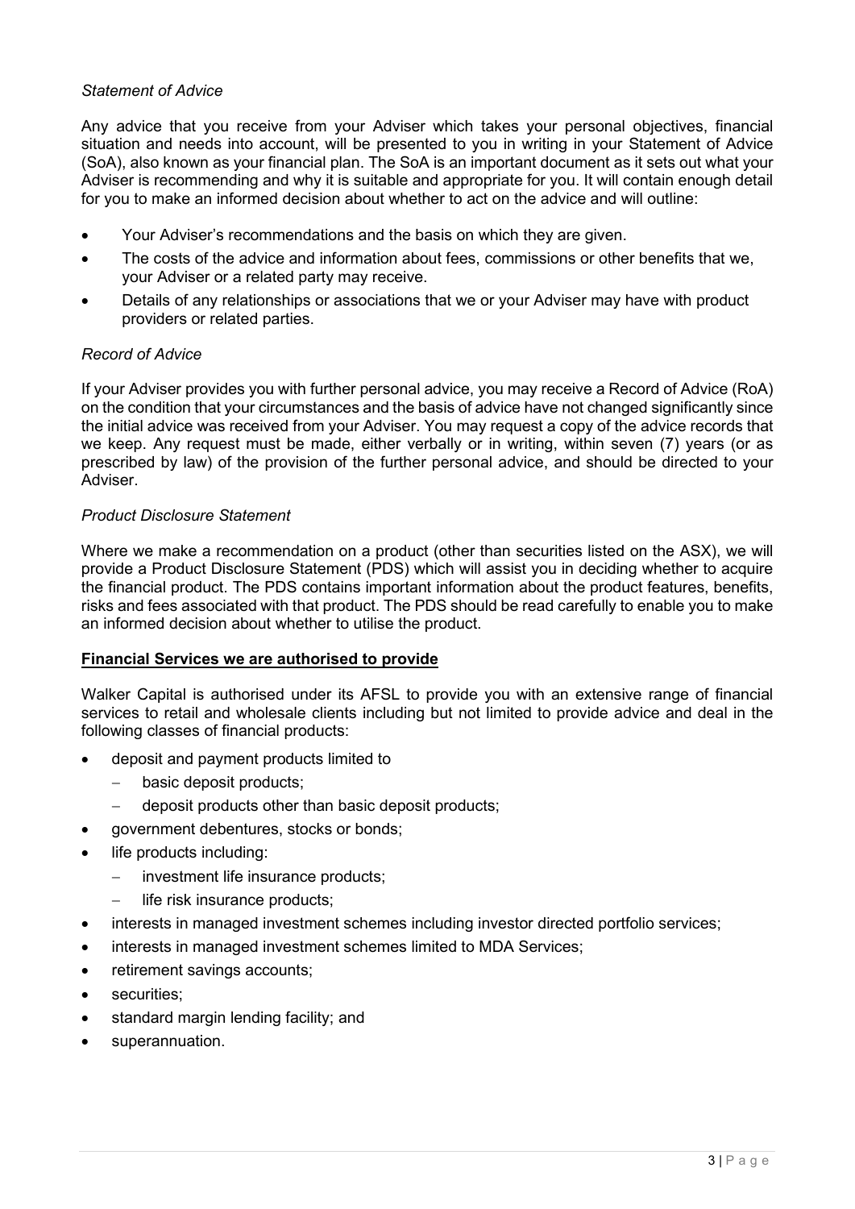*Statement of Advice*

Any advice that you receive from your Adviser which takes your personal objectives, financial situation and needs into account, will be presented to you in writing in your Statement of Advice (SoA), also known as your financial plan. The SoA is an important document as it sets out what your Adviser is recommending and why it is suitable and appropriate for you. It will contain enough detail for you to make an informed decision about whether to act on the advice and will outline:

- Your Adviser's recommendations and the basis on which they are given.
- The costs of the advice and information about fees, commissions or other benefits that we, your Adviser or a related party may receive.
- Details of any relationships or associations that we or your Adviser may have with product providers or related parties.

*Record of Advice*

If your Adviser provides you with further personal advice, you may receive a Record of Advice (RoA) on the condition that your circumstances and the basis of advice have not changed significantly since the initial advice was received from your Adviser. You may request a copy of the advice records that we keep. Any request must be made, either verbally or in writing, within seven (7) years (or as prescribed by law) of the provision of the further personal advice, and should be directed to your Adviser.

*Product Disclosure Statement*

Where we make a recommendation on a product (other than securities listed on the ASX), we will provide a Product Disclosure Statement (PDS) which will assist you in deciding whether to acquire the financial product. The PDS contains important information about the product features, benefits, risks and fees associated with that product. The PDS should be read carefully to enable you to make an informed decision about whether to utilise the product.

**Financial Services we are authorised to provide**

Walker Capital is authorised under its AFSL to provide you with an extensive range of financial services to retail and wholesale clients including but not limited to provide advice and deal in the following classes of financial products:

- deposit and payment products limited to
  - basic deposit products;
  - deposit products other than basic deposit products;
- government debentures, stocks or bonds;
- life products including:
  - investment life insurance products;
  - life risk insurance products;
- interests in managed investment schemes including investor directed portfolio services;
- interests in managed investment schemes limited to MDA Services;
- retirement savings accounts;
- securities;
- standard margin lending facility; and
- superannuation.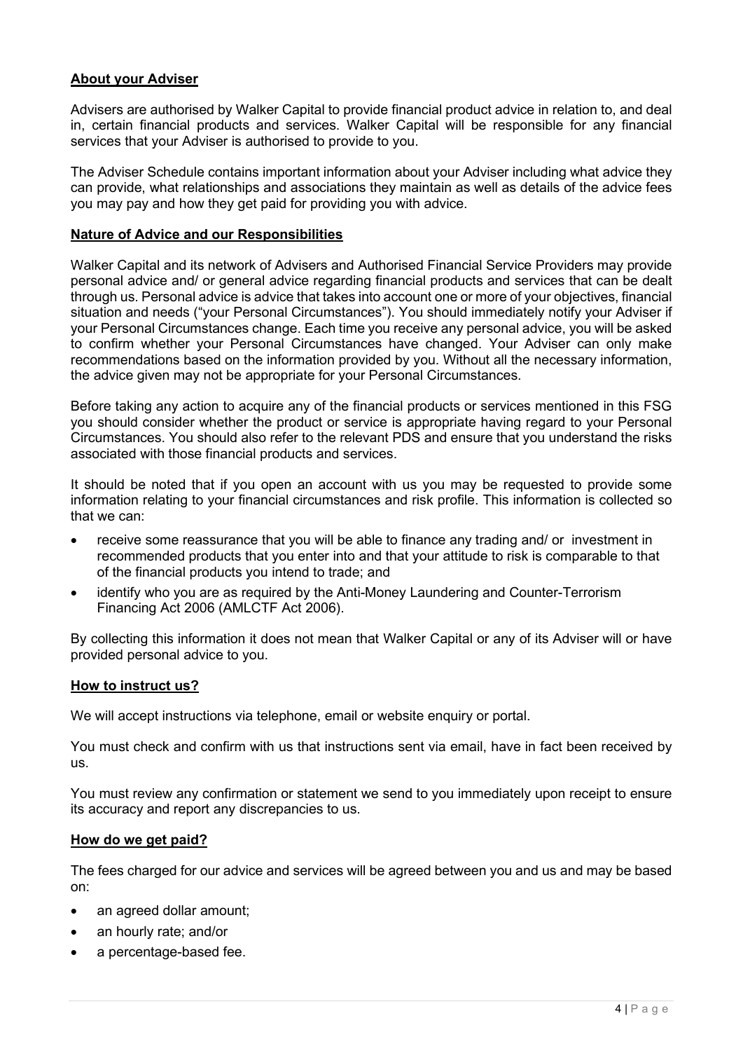## About your Adviser

Advisers are authorised by Walker Capital to provide financial product advice in relation to, and deal in, certain financial products and services. Walker Capital will be responsible for any financial services that your Adviser is authorised to provide to you.

The Adviser Schedule contains important information about your Adviser including what advice they can provide, what relationships and associations they maintain as well as details of the advice fees you may pay and how they get paid for providing you with advice.

## Nature of Advice and our Responsibilities

Walker Capital and its network of Advisers and Authorised Financial Service Providers may provide personal advice and/ or general advice regarding financial products and services that can be dealt through us. Personal advice is advice that takes into account one or more of your objectives, financial situation and needs ("your Personal Circumstances"). You should immediately notify your Adviser if your Personal Circumstances change. Each time you receive any personal advice, you will be asked to confirm whether your Personal Circumstances have changed. Your Adviser can only make recommendations based on the information provided by you. Without all the necessary information, the advice given may not be appropriate for your Personal Circumstances.

Before taking any action to acquire any of the financial products or services mentioned in this FSG you should consider whether the product or service is appropriate having regard to your Personal Circumstances. You should also refer to the relevant PDS and ensure that you understand the risks associated with those financial products and services.

It should be noted that if you open an account with us you may be requested to provide some information relating to your financial circumstances and risk profile. This information is collected so that we can:

- receive some reassurance that you will be able to finance any trading and/ or investment in recommended products that you enter into and that your attitude to risk is comparable to that of the financial products you intend to trade; and
- identify who you are as required by the Anti-Money Laundering and Counter-Terrorism Financing Act 2006 (AMLCTF Act 2006).

By collecting this information it does not mean that Walker Capital or any of its Adviser will or have provided personal advice to you.

## How to instruct us?

We will accept instructions via telephone, email or website enquiry or portal.

You must check and confirm with us that instructions sent via email, have in fact been received by us.

You must review any confirmation or statement we send to you immediately upon receipt to ensure its accuracy and report any discrepancies to us.

## How do we get paid?

The fees charged for our advice and services will be agreed between you and us and may be based on:

- an agreed dollar amount;
- an hourly rate; and/or
- a percentage-based fee.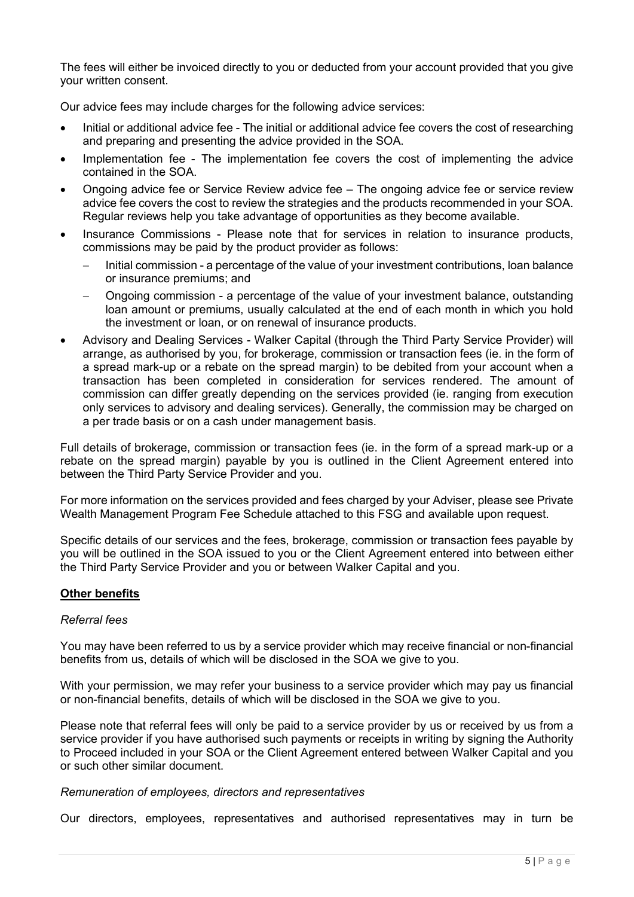The fees will either be invoiced directly to you or deducted from your account provided that you give your written consent.

Our advice fees may include charges for the following advice services:

- Initial or additional advice fee - The initial or additional advice fee covers the cost of researching and preparing and presenting the advice provided in the SOA.
- Implementation fee - The implementation fee covers the cost of implementing the advice contained in the SOA.
- Ongoing advice fee or Service Review advice fee – The ongoing advice fee or service review advice fee covers the cost to review the strategies and the products recommended in your SOA. Regular reviews help you take advantage of opportunities as they become available.
- Insurance Commissions - Please note that for services in relation to insurance products, commissions may be paid by the product provider as follows:
  - Initial commission - a percentage of the value of your investment contributions, loan balance or insurance premiums; and
  - Ongoing commission - a percentage of the value of your investment balance, outstanding loan amount or premiums, usually calculated at the end of each month in which you hold the investment or loan, or on renewal of insurance products.
- Advisory and Dealing Services - Walker Capital (through the Third Party Service Provider) will arrange, as authorised by you, for brokerage, commission or transaction fees (ie. in the form of a spread mark-up or a rebate on the spread margin) to be debited from your account when a transaction has been completed in consideration for services rendered. The amount of commission can differ greatly depending on the services provided (ie. ranging from execution only services to advisory and dealing services). Generally, the commission may be charged on a per trade basis or on a cash under management basis.

Full details of brokerage, commission or transaction fees (ie. in the form of a spread mark-up or a rebate on the spread margin) payable by you is outlined in the Client Agreement entered into between the Third Party Service Provider and you.

For more information on the services provided and fees charged by your Adviser, please see Private Wealth Management Program Fee Schedule attached to this FSG and available upon request.

Specific details of our services and the fees, brokerage, commission or transaction fees payable by you will be outlined in the SOA issued to you or the Client Agreement entered into between either the Third Party Service Provider and you or between Walker Capital and you.

**Other benefits**

*Referral fees*

You may have been referred to us by a service provider which may receive financial or non-financial benefits from us, details of which will be disclosed in the SOA we give to you.

With your permission, we may refer your business to a service provider which may pay us financial or non-financial benefits, details of which will be disclosed in the SOA we give to you.

Please note that referral fees will only be paid to a service provider by us or received by us from a service provider if you have authorised such payments or receipts in writing by signing the Authority to Proceed included in your SOA or the Client Agreement entered between Walker Capital and you or such other similar document.

*Remuneration of employees, directors and representatives*

Our directors, employees, representatives and authorised representatives may in turn be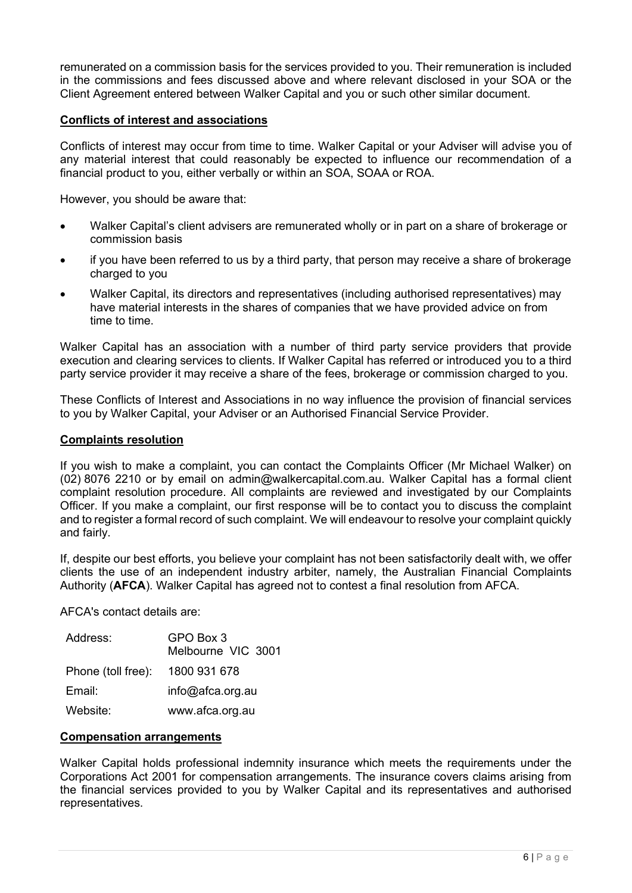remunerated on a commission basis for the services provided to you. Their remuneration is included in the commissions and fees discussed above and where relevant disclosed in your SOA or the Client Agreement entered between Walker Capital and you or such other similar document.

## Conflicts of interest and associations

Conflicts of interest may occur from time to time. Walker Capital or your Adviser will advise you of any material interest that could reasonably be expected to influence our recommendation of a financial product to you, either verbally or within an SOA, SOAA or ROA.

However, you should be aware that:

- Walker Capital's client advisers are remunerated wholly or in part on a share of brokerage or commission basis
- if you have been referred to us by a third party, that person may receive a share of brokerage charged to you
- Walker Capital, its directors and representatives (including authorised representatives) may have material interests in the shares of companies that we have provided advice on from time to time.

Walker Capital has an association with a number of third party service providers that provide execution and clearing services to clients. If Walker Capital has referred or introduced you to a third party service provider it may receive a share of the fees, brokerage or commission charged to you.

These Conflicts of Interest and Associations in no way influence the provision of financial services to you by Walker Capital, your Adviser or an Authorised Financial Service Provider.

## Complaints resolution

If you wish to make a complaint, you can contact the Complaints Officer (Mr Michael Walker) on (02) 8076 2210 or by email on admin@walkercapital.com.au. Walker Capital has a formal client complaint resolution procedure. All complaints are reviewed and investigated by our Complaints Officer. If you make a complaint, our first response will be to contact you to discuss the complaint and to register a formal record of such complaint. We will endeavour to resolve your complaint quickly and fairly.

If, despite our best efforts, you believe your complaint has not been satisfactorily dealt with, we offer clients the use of an independent industry arbiter, namely, the Australian Financial Complaints Authority (**AFCA**). Walker Capital has agreed not to contest a final resolution from AFCA.

AFCA's contact details are:

| | |
|---|---|
| Address: | GPO Box 3<br>Melbourne VIC 3001 |
| Phone (toll free): | 1800 931 678 |
| Email: | info@afca.org.au |
| Website: | www.afca.org.au |

## Compensation arrangements

Walker Capital holds professional indemnity insurance which meets the requirements under the Corporations Act 2001 for compensation arrangements. The insurance covers claims arising from the financial services provided to you by Walker Capital and its representatives and authorised representatives.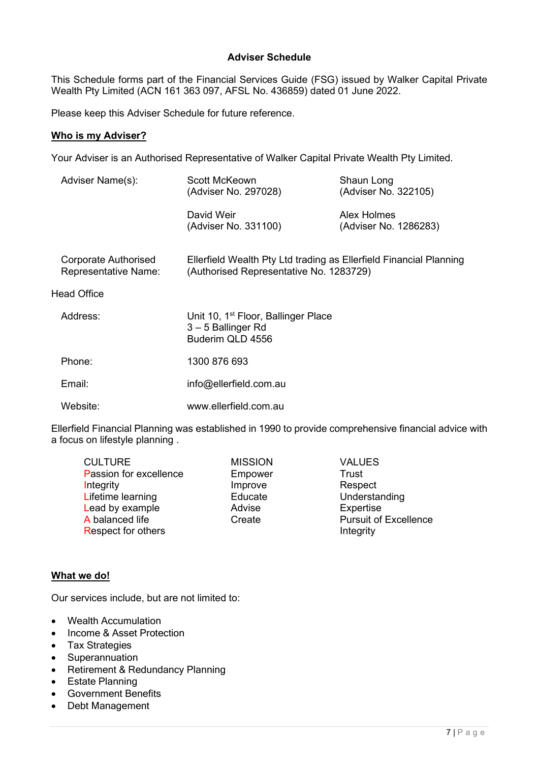# Adviser Schedule

This Schedule forms part of the Financial Services Guide (FSG) issued by Walker Capital Private Wealth Pty Limited (ACN 161 363 097, AFSL No. 436859) dated 01 June 2022.

Please keep this Adviser Schedule for future reference.

## Who is my Adviser?

Your Adviser is an Authorised Representative of Walker Capital Private Wealth Pty Limited.

| | | |
|---|---|---|
| Adviser Name(s): | Scott McKeown (Adviser No. 297028) | Shaun Long (Adviser No. 322105) |
| | David Weir (Adviser No. 331100) | Alex Holmes (Adviser No. 1286283) |
| Corporate Authorised Representative Name: | Ellerfield Wealth Pty Ltd trading as Ellerfield Financial Planning (Authorised Representative No. 1283729) | |

Head Office

| | |
|---|---|
| Address: | Unit 10, 1st Floor, Ballinger Place<br>3 – 5 Ballinger Rd<br>Buderim QLD 4556 |
| Phone: | 1300 876 693 |
| Email: | info@ellerfield.com.au |
| Website: | www.ellerfield.com.au |

Ellerfield Financial Planning was established in 1990 to provide comprehensive financial advice with a focus on lifestyle planning .

| CULTURE | MISSION | VALUES |
|---|---|---|
| Passion for excellence | Empower | Trust |
| Integrity | Improve | Respect |
| Lifetime learning | Educate | Understanding |
| Lead by example | Advise | Expertise |
| A balanced life | Create | Pursuit of Excellence |
| Respect for others | | Integrity |

## What we do!

Our services include, but are not limited to:

- Wealth Accumulation
- Income & Asset Protection
- Tax Strategies
- Superannuation
- Retirement & Redundancy Planning
- Estate Planning
- Government Benefits
- Debt Management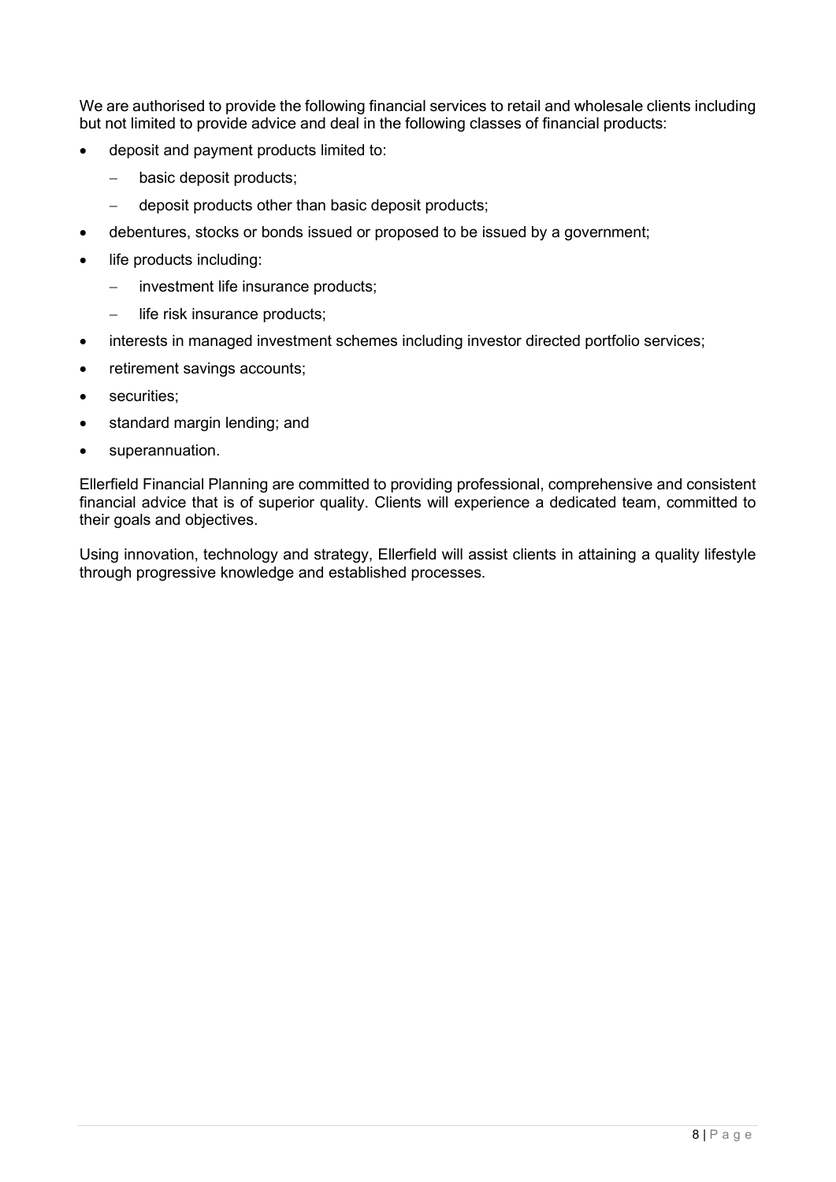We are authorised to provide the following financial services to retail and wholesale clients including but not limited to provide advice and deal in the following classes of financial products:

- deposit and payment products limited to:
  - basic deposit products;
  - deposit products other than basic deposit products;
- debentures, stocks or bonds issued or proposed to be issued by a government;
- life products including:
  - investment life insurance products;
  - life risk insurance products;
- interests in managed investment schemes including investor directed portfolio services;
- retirement savings accounts;
- securities;
- standard margin lending; and
- superannuation.

Ellerfield Financial Planning are committed to providing professional, comprehensive and consistent financial advice that is of superior quality. Clients will experience a dedicated team, committed to their goals and objectives.

Using innovation, technology and strategy, Ellerfield will assist clients in attaining a quality lifestyle through progressive knowledge and established processes.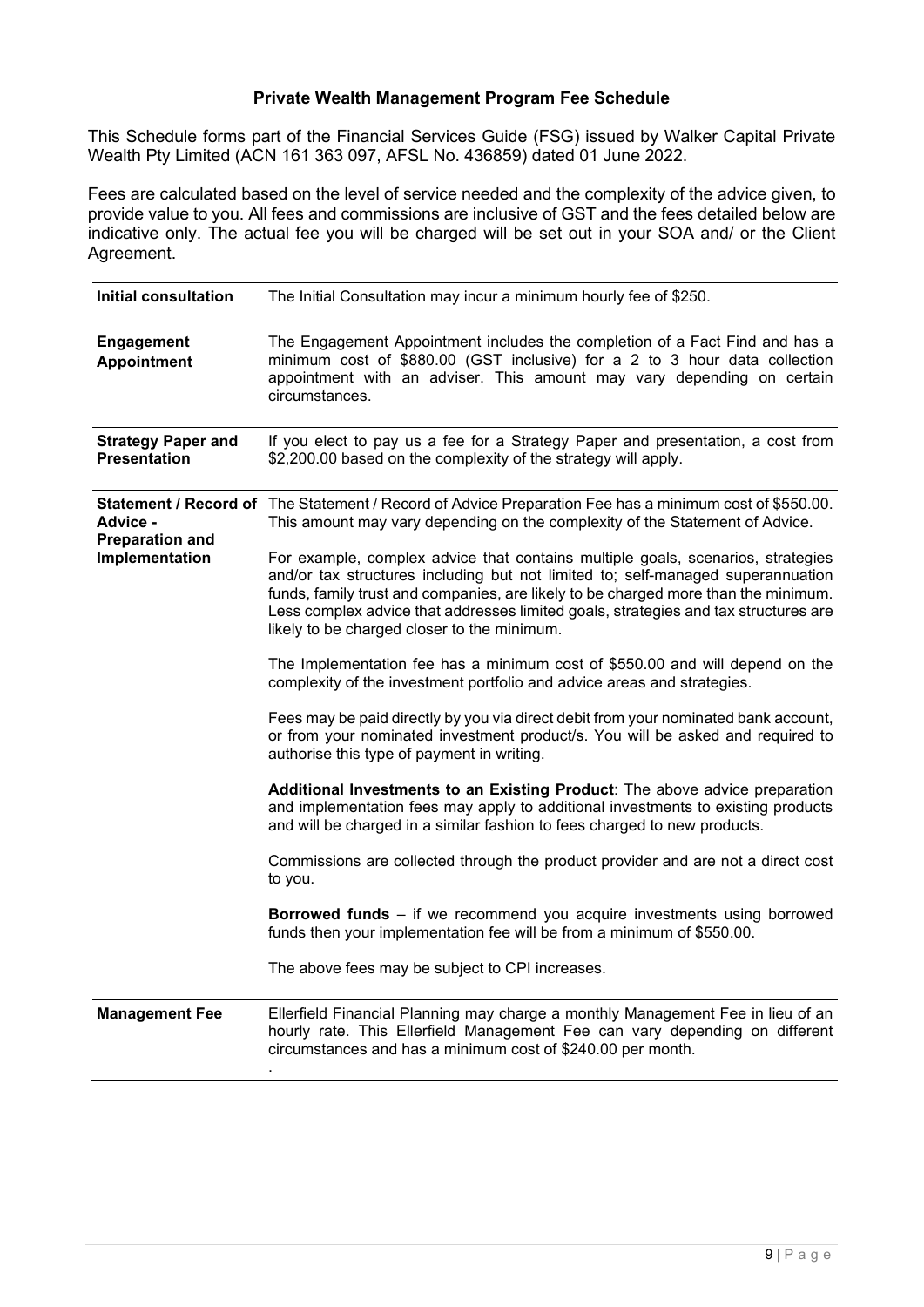# Private Wealth Management Program Fee Schedule

This Schedule forms part of the Financial Services Guide (FSG) issued by Walker Capital Private Wealth Pty Limited (ACN 161 363 097, AFSL No. 436859) dated 01 June 2022.

Fees are calculated based on the level of service needed and the complexity of the advice given, to provide value to you. All fees and commissions are inclusive of GST and the fees detailed below are indicative only. The actual fee you will be charged will be set out in your SOA and/ or the Client Agreement.

| | |
|---|---|
| **Initial consultation** | The Initial Consultation may incur a minimum hourly fee of $250. |
| **Engagement Appointment** | The Engagement Appointment includes the completion of a Fact Find and has a minimum cost of $880.00 (GST inclusive) for a 2 to 3 hour data collection appointment with an adviser. This amount may vary depending on certain circumstances. |
| **Strategy Paper and Presentation** | If you elect to pay us a fee for a Strategy Paper and presentation, a cost from $2,200.00 based on the complexity of the strategy will apply. |
| **Statement / Record of Advice - Preparation and Implementation** | The Statement / Record of Advice Preparation Fee has a minimum cost of $550.00. This amount may vary depending on the complexity of the Statement of Advice.<br><br>For example, complex advice that contains multiple goals, scenarios, strategies and/or tax structures including but not limited to; self-managed superannuation funds, family trust and companies, are likely to be charged more than the minimum. Less complex advice that addresses limited goals, strategies and tax structures are likely to be charged closer to the minimum.<br><br>The Implementation fee has a minimum cost of $550.00 and will depend on the complexity of the investment portfolio and advice areas and strategies.<br><br>Fees may be paid directly by you via direct debit from your nominated bank account, or from your nominated investment product/s. You will be asked and required to authorise this type of payment in writing.<br><br>**Additional Investments to an Existing Product**: The above advice preparation and implementation fees may apply to additional investments to existing products and will be charged in a similar fashion to fees charged to new products.<br><br>Commissions are collected through the product provider and are not a direct cost to you.<br><br>**Borrowed funds** – if we recommend you acquire investments using borrowed funds then your implementation fee will be from a minimum of $550.00.<br><br>The above fees may be subject to CPI increases. |
| **Management Fee** | Ellerfield Financial Planning may charge a monthly Management Fee in lieu of an hourly rate. This Ellerfield Management Fee can vary depending on different circumstances and has a minimum cost of $240.00 per month. |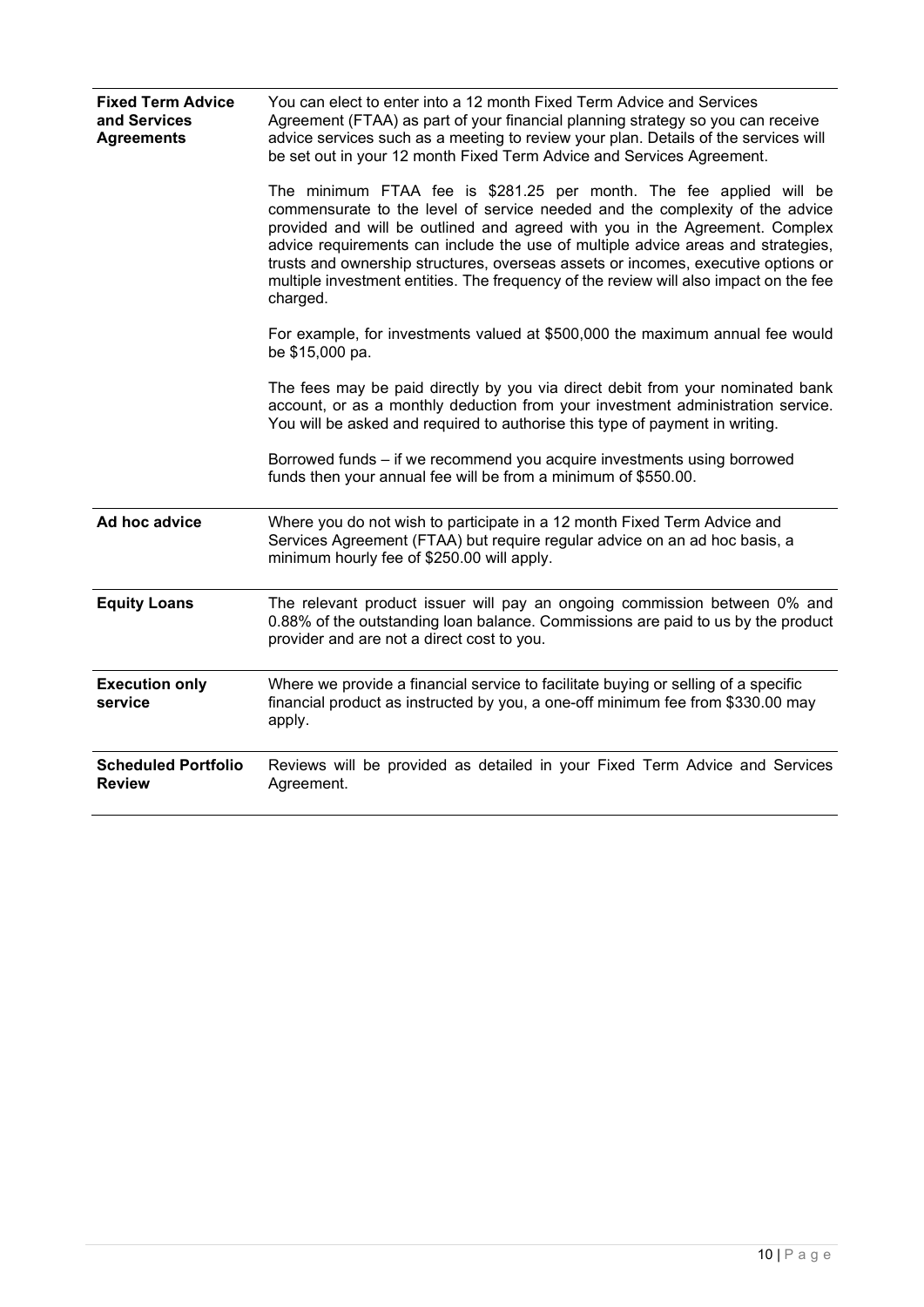| | |
|---|---|
| **Fixed Term Advice and Services Agreements** | You can elect to enter into a 12 month Fixed Term Advice and Services Agreement (FTAA) as part of your financial planning strategy so you can receive advice services such as a meeting to review your plan. Details of the services will be set out in your 12 month Fixed Term Advice and Services Agreement.<br><br>The minimum FTAA fee is $281.25 per month. The fee applied will be commensurate to the level of service needed and the complexity of the advice provided and will be outlined and agreed with you in the Agreement. Complex advice requirements can include the use of multiple advice areas and strategies, trusts and ownership structures, overseas assets or incomes, executive options or multiple investment entities. The frequency of the review will also impact on the fee charged.<br><br>For example, for investments valued at $500,000 the maximum annual fee would be $15,000 pa.<br><br>The fees may be paid directly by you via direct debit from your nominated bank account, or as a monthly deduction from your investment administration service. You will be asked and required to authorise this type of payment in writing.<br><br>Borrowed funds – if we recommend you acquire investments using borrowed funds then your annual fee will be from a minimum of $550.00. |
| **Ad hoc advice** | Where you do not wish to participate in a 12 month Fixed Term Advice and Services Agreement (FTAA) but require regular advice on an ad hoc basis, a minimum hourly fee of $250.00 will apply. |
| **Equity Loans** | The relevant product issuer will pay an ongoing commission between 0% and 0.88% of the outstanding loan balance. Commissions are paid to us by the product provider and are not a direct cost to you. |
| **Execution only service** | Where we provide a financial service to facilitate buying or selling of a specific financial product as instructed by you, a one-off minimum fee from $330.00 may apply. |
| **Scheduled Portfolio Review** | Reviews will be provided as detailed in your Fixed Term Advice and Services Agreement. |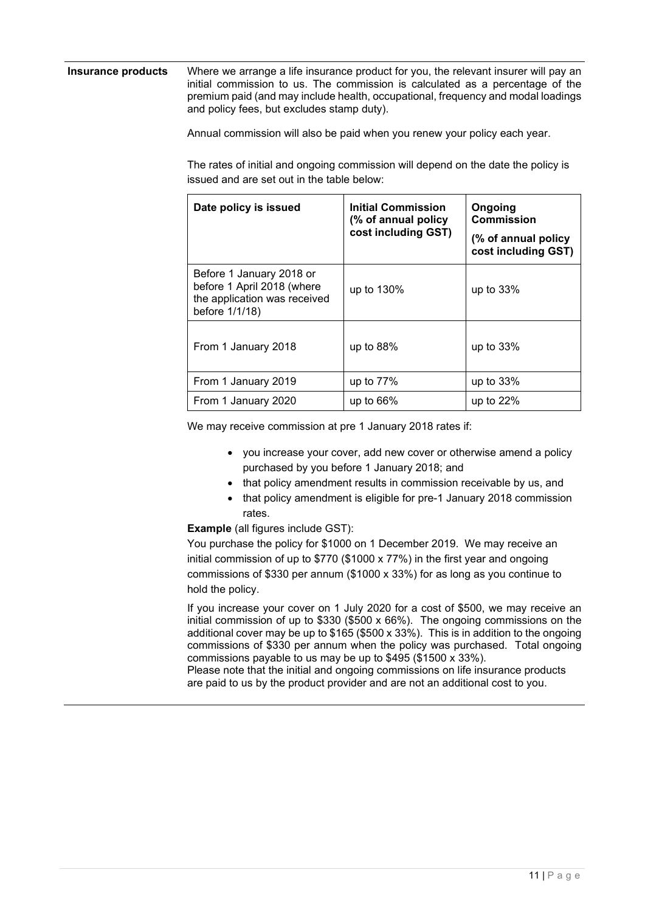**Insurance products**

Where we arrange a life insurance product for you, the relevant insurer will pay an initial commission to us. The commission is calculated as a percentage of the premium paid (and may include health, occupational, frequency and modal loadings and policy fees, but excludes stamp duty).

Annual commission will also be paid when you renew your policy each year.

The rates of initial and ongoing commission will depend on the date the policy is issued and are set out in the table below:

| Date policy is issued | Initial Commission (% of annual policy cost including GST) | Ongoing Commission (% of annual policy cost including GST) |
|---|---|---|
| Before 1 January 2018 or before 1 April 2018 (where the application was received before 1/1/18) | up to 130% | up to 33% |
| From 1 January 2018 | up to 88% | up to 33% |
| From 1 January 2019 | up to 77% | up to 33% |
| From 1 January 2020 | up to 66% | up to 22% |

We may receive commission at pre 1 January 2018 rates if:

- you increase your cover, add new cover or otherwise amend a policy purchased by you before 1 January 2018; and
- that policy amendment results in commission receivable by us, and
- that policy amendment is eligible for pre-1 January 2018 commission rates.

**Example** (all figures include GST):

You purchase the policy for $1000 on 1 December 2019. We may receive an initial commission of up to $770 ($1000 x 77%) in the first year and ongoing commissions of $330 per annum ($1000 x 33%) for as long as you continue to hold the policy.

If you increase your cover on 1 July 2020 for a cost of $500, we may receive an initial commission of up to $330 ($500 x 66%). The ongoing commissions on the additional cover may be up to $165 ($500 x 33%). This is in addition to the ongoing commissions of $330 per annum when the policy was purchased. Total ongoing commissions payable to us may be up to $495 ($1500 x 33%).

Please note that the initial and ongoing commissions on life insurance products are paid to us by the product provider and are not an additional cost to you.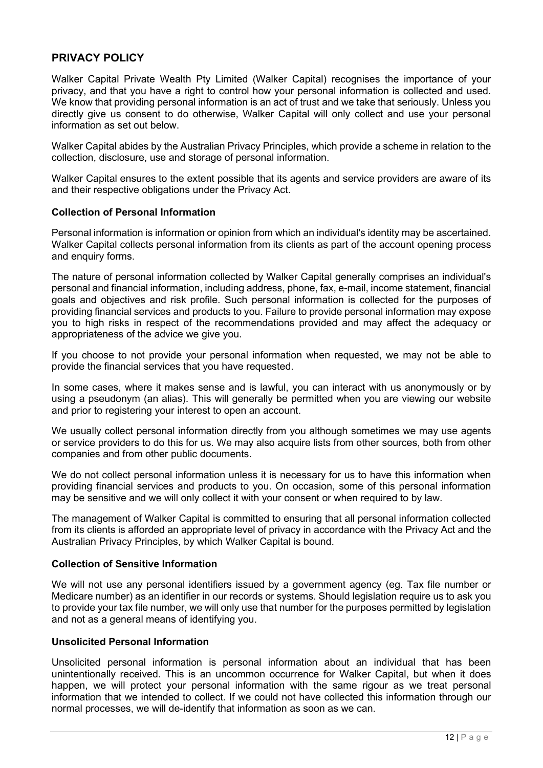## PRIVACY POLICY

Walker Capital Private Wealth Pty Limited (Walker Capital) recognises the importance of your privacy, and that you have a right to control how your personal information is collected and used. We know that providing personal information is an act of trust and we take that seriously. Unless you directly give us consent to do otherwise, Walker Capital will only collect and use your personal information as set out below.

Walker Capital abides by the Australian Privacy Principles, which provide a scheme in relation to the collection, disclosure, use and storage of personal information.

Walker Capital ensures to the extent possible that its agents and service providers are aware of its and their respective obligations under the Privacy Act.

### Collection of Personal Information

Personal information is information or opinion from which an individual's identity may be ascertained. Walker Capital collects personal information from its clients as part of the account opening process and enquiry forms.

The nature of personal information collected by Walker Capital generally comprises an individual's personal and financial information, including address, phone, fax, e-mail, income statement, financial goals and objectives and risk profile. Such personal information is collected for the purposes of providing financial services and products to you. Failure to provide personal information may expose you to high risks in respect of the recommendations provided and may affect the adequacy or appropriateness of the advice we give you.

If you choose to not provide your personal information when requested, we may not be able to provide the financial services that you have requested.

In some cases, where it makes sense and is lawful, you can interact with us anonymously or by using a pseudonym (an alias). This will generally be permitted when you are viewing our website and prior to registering your interest to open an account.

We usually collect personal information directly from you although sometimes we may use agents or service providers to do this for us. We may also acquire lists from other sources, both from other companies and from other public documents.

We do not collect personal information unless it is necessary for us to have this information when providing financial services and products to you. On occasion, some of this personal information may be sensitive and we will only collect it with your consent or when required to by law.

The management of Walker Capital is committed to ensuring that all personal information collected from its clients is afforded an appropriate level of privacy in accordance with the Privacy Act and the Australian Privacy Principles, by which Walker Capital is bound.

### Collection of Sensitive Information

We will not use any personal identifiers issued by a government agency (eg. Tax file number or Medicare number) as an identifier in our records or systems. Should legislation require us to ask you to provide your tax file number, we will only use that number for the purposes permitted by legislation and not as a general means of identifying you.

### Unsolicited Personal Information

Unsolicited personal information is personal information about an individual that has been unintentionally received. This is an uncommon occurrence for Walker Capital, but when it does happen, we will protect your personal information with the same rigour as we treat personal information that we intended to collect. If we could not have collected this information through our normal processes, we will de-identify that information as soon as we can.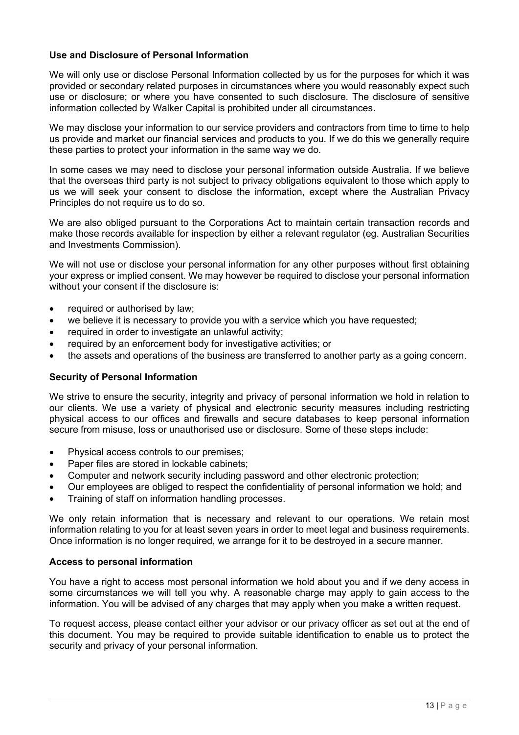**Use and Disclosure of Personal Information**

We will only use or disclose Personal Information collected by us for the purposes for which it was provided or secondary related purposes in circumstances where you would reasonably expect such use or disclosure; or where you have consented to such disclosure. The disclosure of sensitive information collected by Walker Capital is prohibited under all circumstances.

We may disclose your information to our service providers and contractors from time to time to help us provide and market our financial services and products to you. If we do this we generally require these parties to protect your information in the same way we do.

In some cases we may need to disclose your personal information outside Australia. If we believe that the overseas third party is not subject to privacy obligations equivalent to those which apply to us we will seek your consent to disclose the information, except where the Australian Privacy Principles do not require us to do so.

We are also obliged pursuant to the Corporations Act to maintain certain transaction records and make those records available for inspection by either a relevant regulator (eg. Australian Securities and Investments Commission).

We will not use or disclose your personal information for any other purposes without first obtaining your express or implied consent. We may however be required to disclose your personal information without your consent if the disclosure is:

- required or authorised by law;
- we believe it is necessary to provide you with a service which you have requested;
- required in order to investigate an unlawful activity;
- required by an enforcement body for investigative activities; or
- the assets and operations of the business are transferred to another party as a going concern.

**Security of Personal Information**

We strive to ensure the security, integrity and privacy of personal information we hold in relation to our clients. We use a variety of physical and electronic security measures including restricting physical access to our offices and firewalls and secure databases to keep personal information secure from misuse, loss or unauthorised use or disclosure. Some of these steps include:

- Physical access controls to our premises;
- Paper files are stored in lockable cabinets;
- Computer and network security including password and other electronic protection;
- Our employees are obliged to respect the confidentiality of personal information we hold; and
- Training of staff on information handling processes.

We only retain information that is necessary and relevant to our operations. We retain most information relating to you for at least seven years in order to meet legal and business requirements. Once information is no longer required, we arrange for it to be destroyed in a secure manner.

**Access to personal information**

You have a right to access most personal information we hold about you and if we deny access in some circumstances we will tell you why. A reasonable charge may apply to gain access to the information. You will be advised of any charges that may apply when you make a written request.

To request access, please contact either your advisor or our privacy officer as set out at the end of this document. You may be required to provide suitable identification to enable us to protect the security and privacy of your personal information.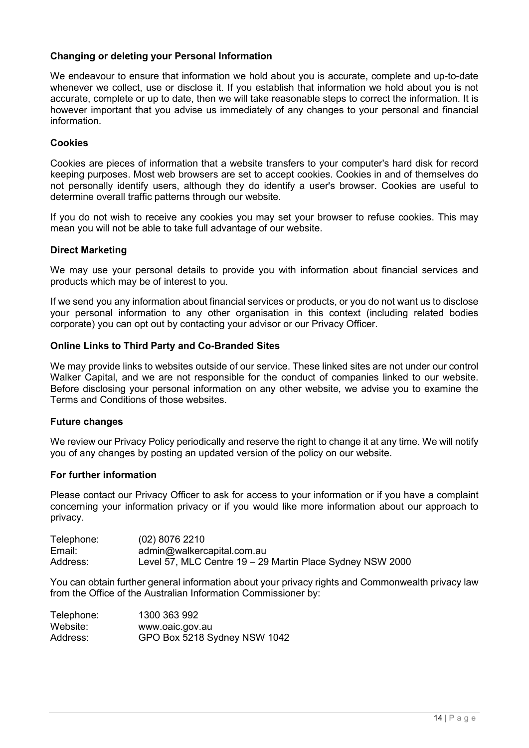### Changing or deleting your Personal Information

We endeavour to ensure that information we hold about you is accurate, complete and up-to-date whenever we collect, use or disclose it. If you establish that information we hold about you is not accurate, complete or up to date, then we will take reasonable steps to correct the information. It is however important that you advise us immediately of any changes to your personal and financial information.

### Cookies

Cookies are pieces of information that a website transfers to your computer's hard disk for record keeping purposes. Most web browsers are set to accept cookies. Cookies in and of themselves do not personally identify users, although they do identify a user's browser. Cookies are useful to determine overall traffic patterns through our website.

If you do not wish to receive any cookies you may set your browser to refuse cookies. This may mean you will not be able to take full advantage of our website.

### Direct Marketing

We may use your personal details to provide you with information about financial services and products which may be of interest to you.

If we send you any information about financial services or products, or you do not want us to disclose your personal information to any other organisation in this context (including related bodies corporate) you can opt out by contacting your advisor or our Privacy Officer.

### Online Links to Third Party and Co-Branded Sites

We may provide links to websites outside of our service. These linked sites are not under our control Walker Capital, and we are not responsible for the conduct of companies linked to our website. Before disclosing your personal information on any other website, we advise you to examine the Terms and Conditions of those websites.

### Future changes

We review our Privacy Policy periodically and reserve the right to change it at any time. We will notify you of any changes by posting an updated version of the policy on our website.

### For further information

Please contact our Privacy Officer to ask for access to your information or if you have a complaint concerning your information privacy or if you would like more information about our approach to privacy.

| | |
|---|---|
| Telephone: | (02) 8076 2210 |
| Email: | admin@walkercapital.com.au |
| Address: | Level 57, MLC Centre 19 – 29 Martin Place Sydney NSW 2000 |

You can obtain further general information about your privacy rights and Commonwealth privacy law from the Office of the Australian Information Commissioner by:

| | |
|---|---|
| Telephone: | 1300 363 992 |
| Website: | www.oaic.gov.au |
| Address: | GPO Box 5218 Sydney NSW 1042 |